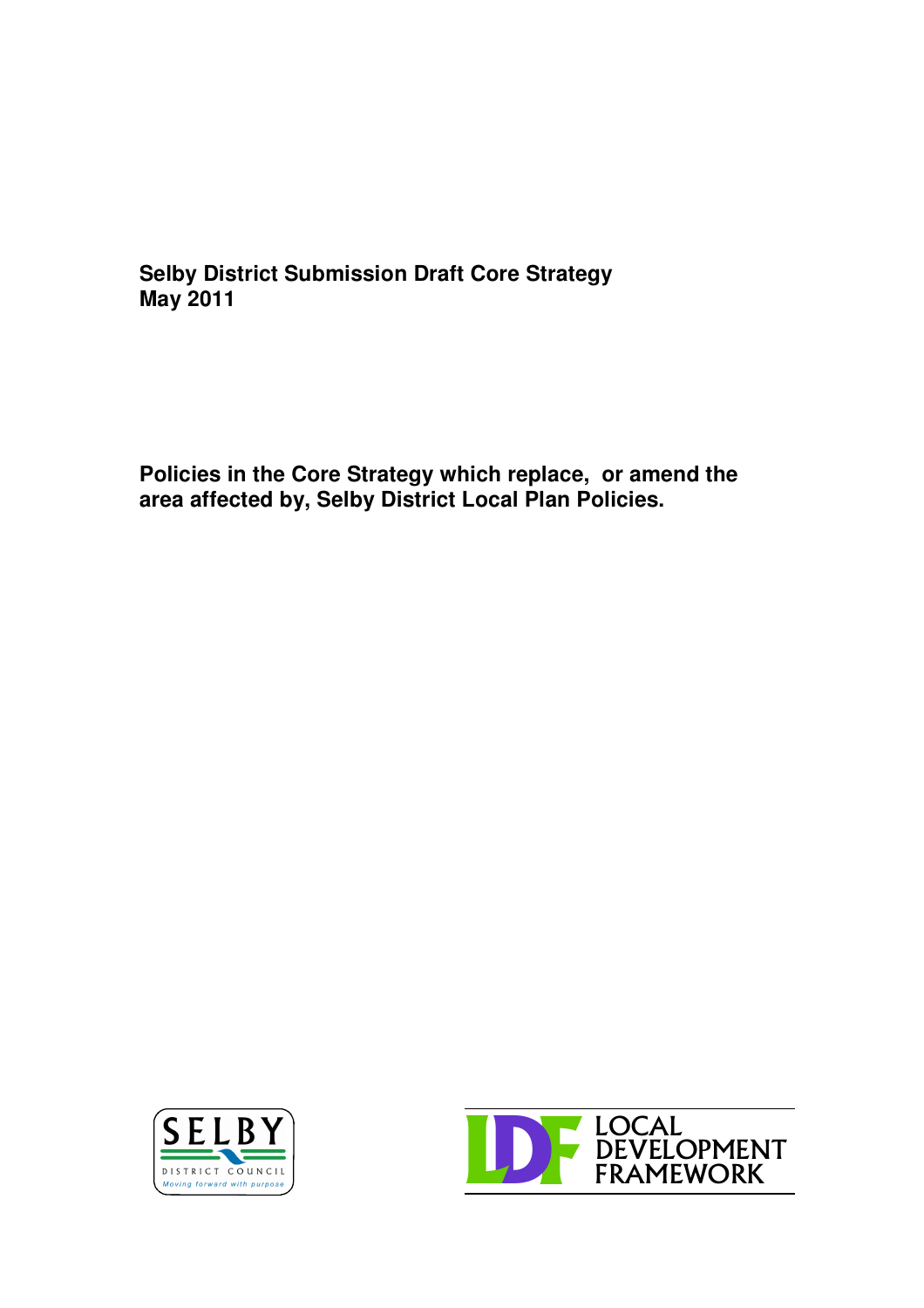**Selby District Submission Draft Core Strategy**
**May 2011**

**Policies in the Core Strategy which replace, or amend the area affected by, Selby District Local Plan Policies.**

SELBY
DISTRICT COUNCIL
Moving forward with purpose

LDF LOCAL DEVELOPMENT FRAMEWORK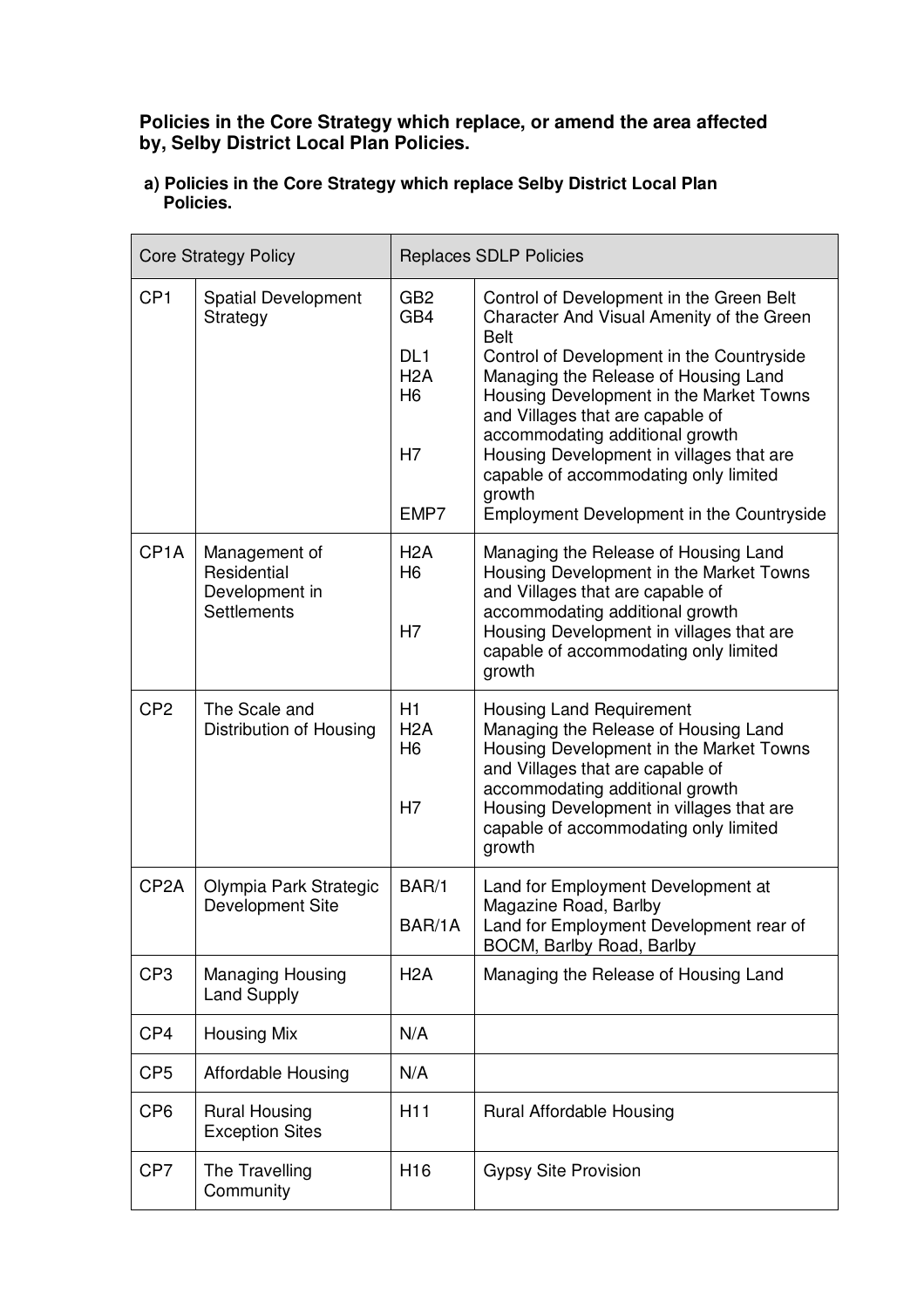**Policies in the Core Strategy which replace, or amend the area affected by, Selby District Local Plan Policies.**

**a) Policies in the Core Strategy which replace Selby District Local Plan Policies.**

| Core Strategy Policy | | Replaces SDLP Policies | |
|---|---|---|---|
| CP1 | Spatial Development Strategy | GB2<br>GB4<br><br>DL1<br>H2A<br>H6<br><br><br>H7<br><br><br>EMP7 | Control of Development in the Green Belt<br>Character And Visual Amenity of the Green Belt<br>Control of Development in the Countryside<br>Managing the Release of Housing Land<br>Housing Development in the Market Towns and Villages that are capable of accommodating additional growth<br>Housing Development in villages that are capable of accommodating only limited growth<br>Employment Development in the Countryside |
| CP1A | Management of Residential Development in Settlements | H2A<br>H6<br><br><br>H7 | Managing the Release of Housing Land<br>Housing Development in the Market Towns and Villages that are capable of accommodating additional growth<br>Housing Development in villages that are capable of accommodating only limited growth |
| CP2 | The Scale and Distribution of Housing | H1<br>H2A<br>H6<br><br><br>H7 | Housing Land Requirement<br>Managing the Release of Housing Land<br>Housing Development in the Market Towns and Villages that are capable of accommodating additional growth<br>Housing Development in villages that are capable of accommodating only limited growth |
| CP2A | Olympia Park Strategic Development Site | BAR/1<br><br>BAR/1A | Land for Employment Development at Magazine Road, Barlby<br>Land for Employment Development rear of BOCM, Barlby Road, Barlby |
| CP3 | Managing Housing Land Supply | H2A | Managing the Release of Housing Land |
| CP4 | Housing Mix | N/A | |
| CP5 | Affordable Housing | N/A | |
| CP6 | Rural Housing Exception Sites | H11 | Rural Affordable Housing |
| CP7 | The Travelling Community | H16 | Gypsy Site Provision |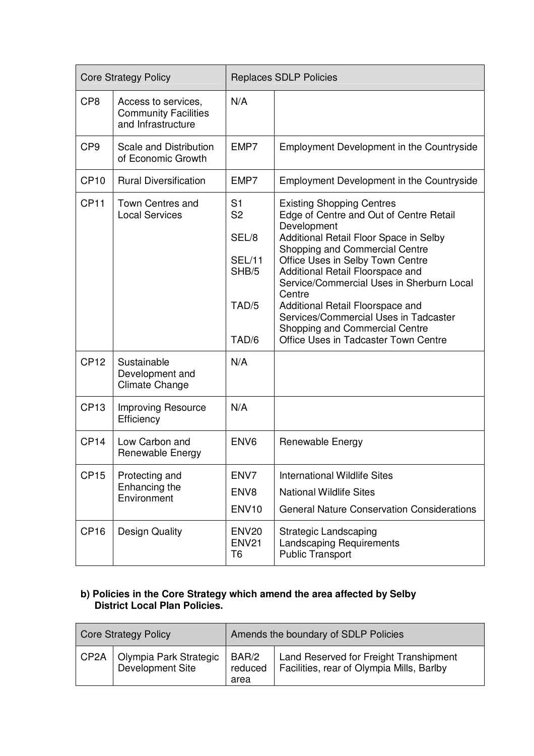| Core Strategy Policy | | Replaces SDLP Policies | |
|---|---|---|---|
| CP8 | Access to services, Community Facilities and Infrastructure | N/A | |
| CP9 | Scale and Distribution of Economic Growth | EMP7 | Employment Development in the Countryside |
| CP10 | Rural Diversification | EMP7 | Employment Development in the Countryside |
| CP11 | Town Centres and Local Services | S1<br>S2<br>SEL/8<br>SEL/11<br>SHB/5<br>TAD/5<br>TAD/6 | Existing Shopping Centres<br>Edge of Centre and Out of Centre Retail Development<br>Additional Retail Floor Space in Selby Shopping and Commercial Centre<br>Office Uses in Selby Town Centre<br>Additional Retail Floorspace and Service/Commercial Uses in Sherburn Local Centre<br>Additional Retail Floorspace and Services/Commercial Uses in Tadcaster Shopping and Commercial Centre<br>Office Uses in Tadcaster Town Centre |
| CP12 | Sustainable Development and Climate Change | N/A | |
| CP13 | Improving Resource Efficiency | N/A | |
| CP14 | Low Carbon and Renewable Energy | ENV6 | Renewable Energy |
| CP15 | Protecting and Enhancing the Environment | ENV7<br>ENV8<br>ENV10 | International Wildlife Sites<br>National Wildlife Sites<br>General Nature Conservation Considerations |
| CP16 | Design Quality | ENV20<br>ENV21<br>T6 | Strategic Landscaping<br>Landscaping Requirements<br>Public Transport |

**b) Policies in the Core Strategy which amend the area affected by Selby District Local Plan Policies.**

| Core Strategy Policy | | Amends the boundary of SDLP Policies | |
|---|---|---|---|
| CP2A | Olympia Park Strategic Development Site | BAR/2 reduced area | Land Reserved for Freight Transhipment Facilities, rear of Olympia Mills, Barlby |